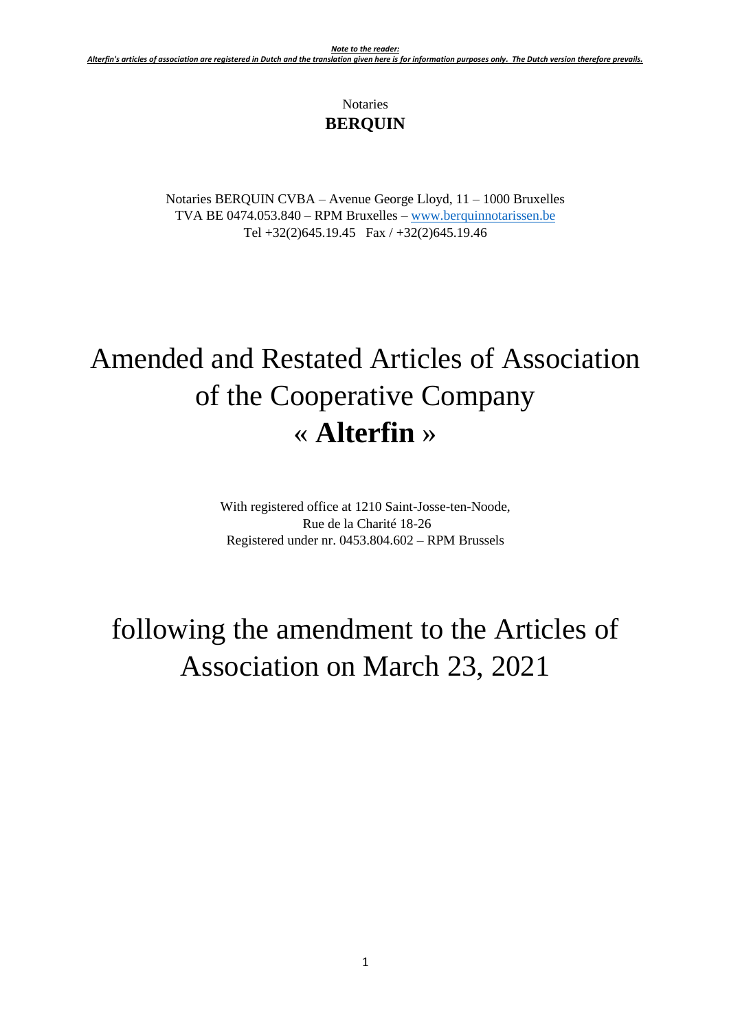***Note to the reader:***
***Alterfin's articles of association are registered in Dutch and the translation given here is for information purposes only. The Dutch version therefore prevails.***

Notaries
**BERQUIN**

Notaries BERQUIN CVBA – Avenue George Lloyd, 11 – 1000 Bruxelles
TVA BE 0474.053.840 – RPM Bruxelles – www.berquinnotarissen.be
Tel +32(2)645.19.45 Fax / +32(2)645.19.46

# Amended and Restated Articles of Association of the Cooperative Company « **Alterfin** »

With registered office at 1210 Saint-Josse-ten-Noode,
Rue de la Charité 18-26
Registered under nr. 0453.804.602 – RPM Brussels

# following the amendment to the Articles of Association on March 23, 2021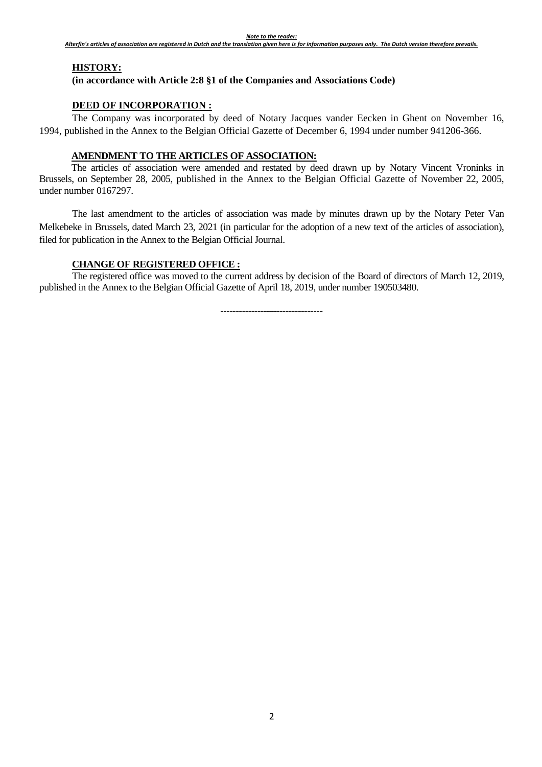***Note to the reader:***
***Alterfin's articles of association are registered in Dutch and the translation given here is for information purposes only. The Dutch version therefore prevails.***

## HISTORY:

**(in accordance with Article 2:8 §1 of the Companies and Associations Code)**

### DEED OF INCORPORATION :

The Company was incorporated by deed of Notary Jacques vander Eecken in Ghent on November 16, 1994, published in the Annex to the Belgian Official Gazette of December 6, 1994 under number 941206-366.

### AMENDMENT TO THE ARTICLES OF ASSOCIATION:

The articles of association were amended and restated by deed drawn up by Notary Vincent Vroninks in Brussels, on September 28, 2005, published in the Annex to the Belgian Official Gazette of November 22, 2005, under number 0167297.

The last amendment to the articles of association was made by minutes drawn up by the Notary Peter Van Melkebeke in Brussels, dated March 23, 2021 (in particular for the adoption of a new text of the articles of association), filed for publication in the Annex to the Belgian Official Journal.

### CHANGE OF REGISTERED OFFICE :

The registered office was moved to the current address by decision of the Board of directors of March 12, 2019, published in the Annex to the Belgian Official Gazette of April 18, 2019, under number 190503480.

---------------------------------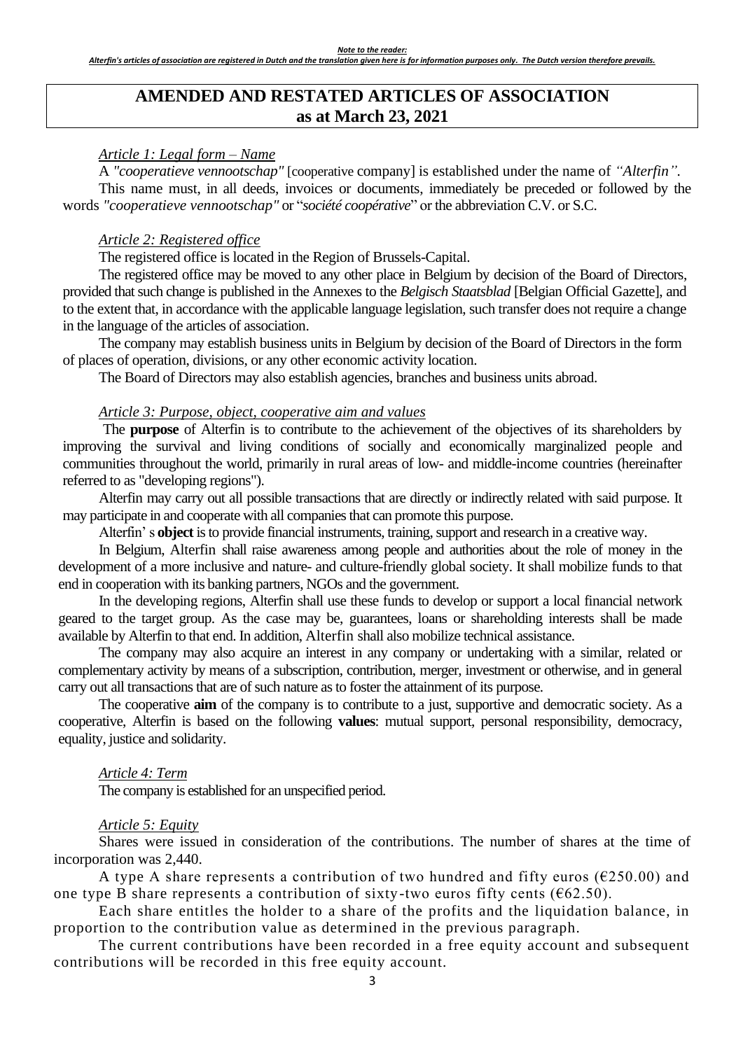*Note to the reader:*
*Alterfin's articles of association are registered in Dutch and the translation given here is for information purposes only. The Dutch version therefore prevails.*

# AMENDED AND RESTATED ARTICLES OF ASSOCIATION as at March 23, 2021

*Article 1: Legal form – Name*

A *"cooperatieve vennootschap"* [cooperative company] is established under the name of *"Alterfin"*.

This name must, in all deeds, invoices or documents, immediately be preceded or followed by the words *"cooperatieve vennootschap"* or "*société coopérative*" or the abbreviation C.V. or S.C.

*Article 2: Registered office*

The registered office is located in the Region of Brussels-Capital.

The registered office may be moved to any other place in Belgium by decision of the Board of Directors, provided that such change is published in the Annexes to the *Belgisch Staatsblad* [Belgian Official Gazette], and to the extent that, in accordance with the applicable language legislation, such transfer does not require a change in the language of the articles of association.

The company may establish business units in Belgium by decision of the Board of Directors in the form of places of operation, divisions, or any other economic activity location.

The Board of Directors may also establish agencies, branches and business units abroad.

*Article 3: Purpose, object, cooperative aim and values*

The **purpose** of Alterfin is to contribute to the achievement of the objectives of its shareholders by improving the survival and living conditions of socially and economically marginalized people and communities throughout the world, primarily in rural areas of low- and middle-income countries (hereinafter referred to as "developing regions").

Alterfin may carry out all possible transactions that are directly or indirectly related with said purpose. It may participate in and cooperate with all companies that can promote this purpose.

Alterfin' s **object** is to provide financial instruments, training, support and research in a creative way.

In Belgium, Alterfin shall raise awareness among people and authorities about the role of money in the development of a more inclusive and nature- and culture-friendly global society. It shall mobilize funds to that end in cooperation with its banking partners, NGOs and the government.

In the developing regions, Alterfin shall use these funds to develop or support a local financial network geared to the target group. As the case may be, guarantees, loans or shareholding interests shall be made available by Alterfin to that end. In addition, Alterfin shall also mobilize technical assistance.

The company may also acquire an interest in any company or undertaking with a similar, related or complementary activity by means of a subscription, contribution, merger, investment or otherwise, and in general carry out all transactions that are of such nature as to foster the attainment of its purpose.

The cooperative **aim** of the company is to contribute to a just, supportive and democratic society. As a cooperative, Alterfin is based on the following **values**: mutual support, personal responsibility, democracy, equality, justice and solidarity.

*Article 4: Term*

The company is established for an unspecified period.

*Article 5: Equity*

Shares were issued in consideration of the contributions. The number of shares at the time of incorporation was 2,440.

A type A share represents a contribution of two hundred and fifty euros (€250.00) and one type B share represents a contribution of sixty-two euros fifty cents (€62.50).

Each share entitles the holder to a share of the profits and the liquidation balance, in proportion to the contribution value as determined in the previous paragraph.

The current contributions have been recorded in a free equity account and subsequent contributions will be recorded in this free equity account.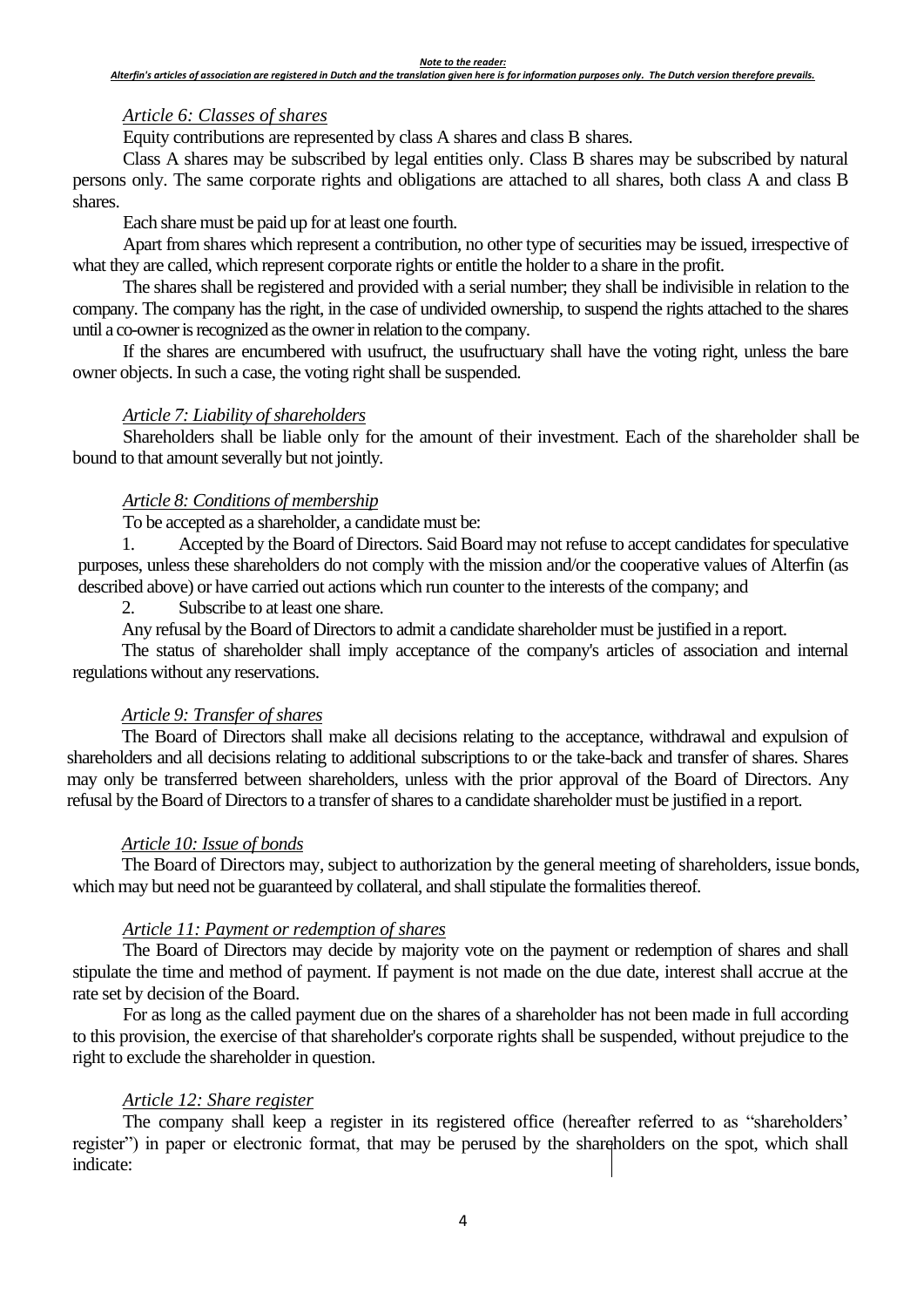*Article 6: Classes of shares*

Equity contributions are represented by class A shares and class B shares.

Class A shares may be subscribed by legal entities only. Class B shares may be subscribed by natural persons only. The same corporate rights and obligations are attached to all shares, both class A and class B shares.

Each share must be paid up for at least one fourth.

Apart from shares which represent a contribution, no other type of securities may be issued, irrespective of what they are called, which represent corporate rights or entitle the holder to a share in the profit.

The shares shall be registered and provided with a serial number; they shall be indivisible in relation to the company. The company has the right, in the case of undivided ownership, to suspend the rights attached to the shares until a co-owner is recognized as the owner in relation to the company.

If the shares are encumbered with usufruct, the usufructuary shall have the voting right, unless the bare owner objects. In such a case, the voting right shall be suspended.

*Article 7: Liability of shareholders*

Shareholders shall be liable only for the amount of their investment. Each of the shareholder shall be bound to that amount severally but not jointly.

*Article 8: Conditions of membership*

To be accepted as a shareholder, a candidate must be:

1. Accepted by the Board of Directors. Said Board may not refuse to accept candidates for speculative purposes, unless these shareholders do not comply with the mission and/or the cooperative values of Alterfin (as described above) or have carried out actions which run counter to the interests of the company; and
2. Subscribe to at least one share.

Any refusal by the Board of Directors to admit a candidate shareholder must be justified in a report.

The status of shareholder shall imply acceptance of the company's articles of association and internal regulations without any reservations.

*Article 9: Transfer of shares*

The Board of Directors shall make all decisions relating to the acceptance, withdrawal and expulsion of shareholders and all decisions relating to additional subscriptions to or the take-back and transfer of shares. Shares may only be transferred between shareholders, unless with the prior approval of the Board of Directors. Any refusal by the Board of Directors to a transfer of shares to a candidate shareholder must be justified in a report.

*Article 10: Issue of bonds*

The Board of Directors may, subject to authorization by the general meeting of shareholders, issue bonds, which may but need not be guaranteed by collateral, and shall stipulate the formalities thereof.

*Article 11: Payment or redemption of shares*

The Board of Directors may decide by majority vote on the payment or redemption of shares and shall stipulate the time and method of payment. If payment is not made on the due date, interest shall accrue at the rate set by decision of the Board.

For as long as the called payment due on the shares of a shareholder has not been made in full according to this provision, the exercise of that shareholder's corporate rights shall be suspended, without prejudice to the right to exclude the shareholder in question.

*Article 12: Share register*

The company shall keep a register in its registered office (hereafter referred to as "shareholders' register") in paper or electronic format, that may be perused by the shareholders on the spot, which shall indicate: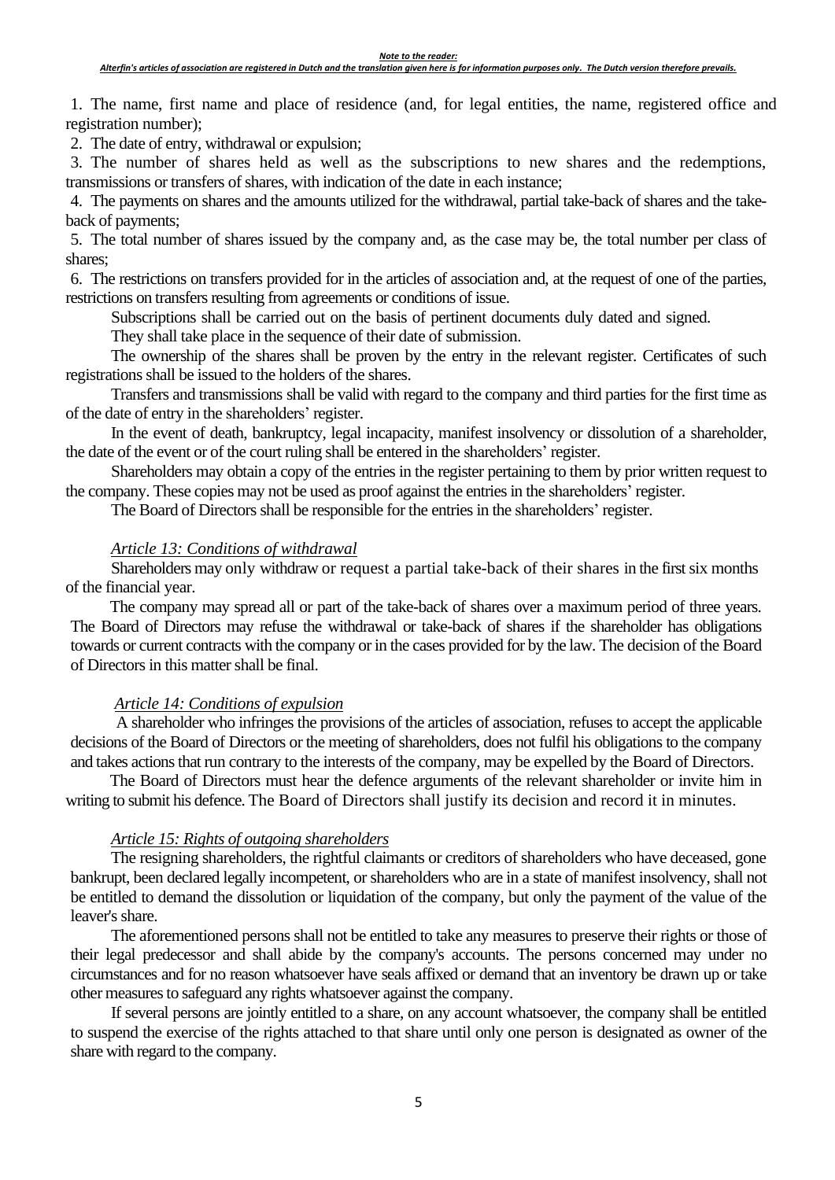1. The name, first name and place of residence (and, for legal entities, the name, registered office and registration number);
2. The date of entry, withdrawal or expulsion;
3. The number of shares held as well as the subscriptions to new shares and the redemptions, transmissions or transfers of shares, with indication of the date in each instance;
4. The payments on shares and the amounts utilized for the withdrawal, partial take-back of shares and the take-back of payments;
5. The total number of shares issued by the company and, as the case may be, the total number per class of shares;
6. The restrictions on transfers provided for in the articles of association and, at the request of one of the parties, restrictions on transfers resulting from agreements or conditions of issue.

Subscriptions shall be carried out on the basis of pertinent documents duly dated and signed.

They shall take place in the sequence of their date of submission.

The ownership of the shares shall be proven by the entry in the relevant register. Certificates of such registrations shall be issued to the holders of the shares.

Transfers and transmissions shall be valid with regard to the company and third parties for the first time as of the date of entry in the shareholders' register.

In the event of death, bankruptcy, legal incapacity, manifest insolvency or dissolution of a shareholder, the date of the event or of the court ruling shall be entered in the shareholders' register.

Shareholders may obtain a copy of the entries in the register pertaining to them by prior written request to the company. These copies may not be used as proof against the entries in the shareholders' register.

The Board of Directors shall be responsible for the entries in the shareholders' register.

*Article 13: Conditions of withdrawal*

Shareholders may only withdraw or request a partial take-back of their shares in the first six months of the financial year.

The company may spread all or part of the take-back of shares over a maximum period of three years. The Board of Directors may refuse the withdrawal or take-back of shares if the shareholder has obligations towards or current contracts with the company or in the cases provided for by the law. The decision of the Board of Directors in this matter shall be final.

*Article 14: Conditions of expulsion*

A shareholder who infringes the provisions of the articles of association, refuses to accept the applicable decisions of the Board of Directors or the meeting of shareholders, does not fulfil his obligations to the company and takes actions that run contrary to the interests of the company, may be expelled by the Board of Directors.

The Board of Directors must hear the defence arguments of the relevant shareholder or invite him in writing to submit his defence. The Board of Directors shall justify its decision and record it in minutes.

*Article 15: Rights of outgoing shareholders*

The resigning shareholders, the rightful claimants or creditors of shareholders who have deceased, gone bankrupt, been declared legally incompetent, or shareholders who are in a state of manifest insolvency, shall not be entitled to demand the dissolution or liquidation of the company, but only the payment of the value of the leaver's share.

The aforementioned persons shall not be entitled to take any measures to preserve their rights or those of their legal predecessor and shall abide by the company's accounts. The persons concerned may under no circumstances and for no reason whatsoever have seals affixed or demand that an inventory be drawn up or take other measures to safeguard any rights whatsoever against the company.

If several persons are jointly entitled to a share, on any account whatsoever, the company shall be entitled to suspend the exercise of the rights attached to that share until only one person is designated as owner of the share with regard to the company.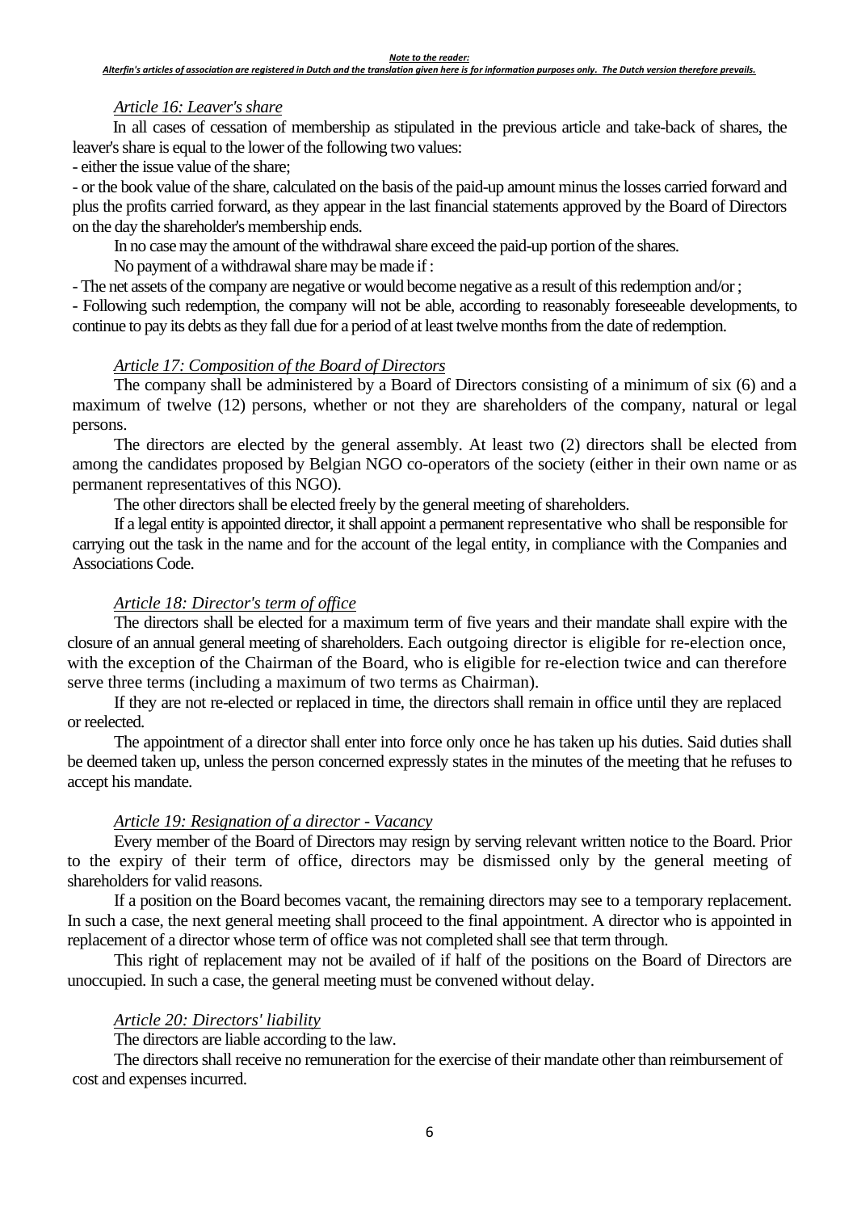*Article 16: Leaver's share*

In all cases of cessation of membership as stipulated in the previous article and take-back of shares, the leaver's share is equal to the lower of the following two values:

- either the issue value of the share;
- or the book value of the share, calculated on the basis of the paid-up amount minus the losses carried forward and plus the profits carried forward, as they appear in the last financial statements approved by the Board of Directors on the day the shareholder's membership ends.

In no case may the amount of the withdrawal share exceed the paid-up portion of the shares.

No payment of a withdrawal share may be made if :

- The net assets of the company are negative or would become negative as a result of this redemption and/or ;
- Following such redemption, the company will not be able, according to reasonably foreseeable developments, to continue to pay its debts as they fall due for a period of at least twelve months from the date of redemption.

*Article 17: Composition of the Board of Directors*

The company shall be administered by a Board of Directors consisting of a minimum of six (6) and a maximum of twelve (12) persons, whether or not they are shareholders of the company, natural or legal persons.

The directors are elected by the general assembly. At least two (2) directors shall be elected from among the candidates proposed by Belgian NGO co-operators of the society (either in their own name or as permanent representatives of this NGO).

The other directors shall be elected freely by the general meeting of shareholders.

If a legal entity is appointed director, it shall appoint a permanent representative who shall be responsible for carrying out the task in the name and for the account of the legal entity, in compliance with the Companies and Associations Code.

*Article 18: Director's term of office*

The directors shall be elected for a maximum term of five years and their mandate shall expire with the closure of an annual general meeting of shareholders. Each outgoing director is eligible for re-election once, with the exception of the Chairman of the Board, who is eligible for re-election twice and can therefore serve three terms (including a maximum of two terms as Chairman).

If they are not re-elected or replaced in time, the directors shall remain in office until they are replaced or reelected.

The appointment of a director shall enter into force only once he has taken up his duties. Said duties shall be deemed taken up, unless the person concerned expressly states in the minutes of the meeting that he refuses to accept his mandate.

*Article 19: Resignation of a director - Vacancy*

Every member of the Board of Directors may resign by serving relevant written notice to the Board. Prior to the expiry of their term of office, directors may be dismissed only by the general meeting of shareholders for valid reasons.

If a position on the Board becomes vacant, the remaining directors may see to a temporary replacement. In such a case, the next general meeting shall proceed to the final appointment. A director who is appointed in replacement of a director whose term of office was not completed shall see that term through.

This right of replacement may not be availed of if half of the positions on the Board of Directors are unoccupied. In such a case, the general meeting must be convened without delay.

*Article 20: Directors' liability*

The directors are liable according to the law.

The directors shall receive no remuneration for the exercise of their mandate other than reimbursement of cost and expenses incurred.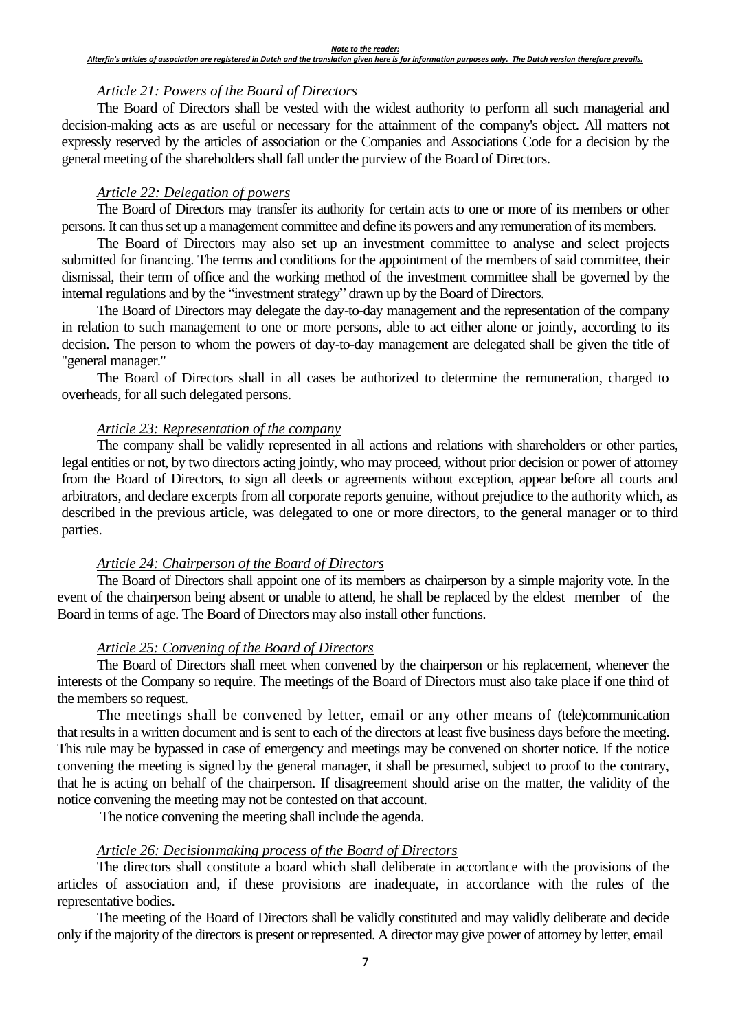*Note to the reader:*
*Alterfin's articles of association are registered in Dutch and the translation given here is for information purposes only. The Dutch version therefore prevails.*

*Article 21: Powers of the Board of Directors*

The Board of Directors shall be vested with the widest authority to perform all such managerial and decision-making acts as are useful or necessary for the attainment of the company's object. All matters not expressly reserved by the articles of association or the Companies and Associations Code for a decision by the general meeting of the shareholders shall fall under the purview of the Board of Directors.

*Article 22: Delegation of powers*

The Board of Directors may transfer its authority for certain acts to one or more of its members or other persons. It can thus set up a management committee and define its powers and any remuneration of its members.

The Board of Directors may also set up an investment committee to analyse and select projects submitted for financing. The terms and conditions for the appointment of the members of said committee, their dismissal, their term of office and the working method of the investment committee shall be governed by the internal regulations and by the "investment strategy" drawn up by the Board of Directors.

The Board of Directors may delegate the day-to-day management and the representation of the company in relation to such management to one or more persons, able to act either alone or jointly, according to its decision. The person to whom the powers of day-to-day management are delegated shall be given the title of "general manager."

The Board of Directors shall in all cases be authorized to determine the remuneration, charged to overheads, for all such delegated persons.

*Article 23: Representation of the company*

The company shall be validly represented in all actions and relations with shareholders or other parties, legal entities or not, by two directors acting jointly, who may proceed, without prior decision or power of attorney from the Board of Directors, to sign all deeds or agreements without exception, appear before all courts and arbitrators, and declare excerpts from all corporate reports genuine, without prejudice to the authority which, as described in the previous article, was delegated to one or more directors, to the general manager or to third parties.

*Article 24: Chairperson of the Board of Directors*

The Board of Directors shall appoint one of its members as chairperson by a simple majority vote. In the event of the chairperson being absent or unable to attend, he shall be replaced by the eldest member of the Board in terms of age. The Board of Directors may also install other functions.

*Article 25: Convening of the Board of Directors*

The Board of Directors shall meet when convened by the chairperson or his replacement, whenever the interests of the Company so require. The meetings of the Board of Directors must also take place if one third of the members so request.

The meetings shall be convened by letter, email or any other means of (tele)communication that results in a written document and is sent to each of the directors at least five business days before the meeting. This rule may be bypassed in case of emergency and meetings may be convened on shorter notice. If the notice convening the meeting is signed by the general manager, it shall be presumed, subject to proof to the contrary, that he is acting on behalf of the chairperson. If disagreement should arise on the matter, the validity of the notice convening the meeting may not be contested on that account.

The notice convening the meeting shall include the agenda.

*Article 26: Decisionmaking process of the Board of Directors*

The directors shall constitute a board which shall deliberate in accordance with the provisions of the articles of association and, if these provisions are inadequate, in accordance with the rules of the representative bodies.

The meeting of the Board of Directors shall be validly constituted and may validly deliberate and decide only if the majority of the directors is present or represented. A director may give power of attorney by letter, email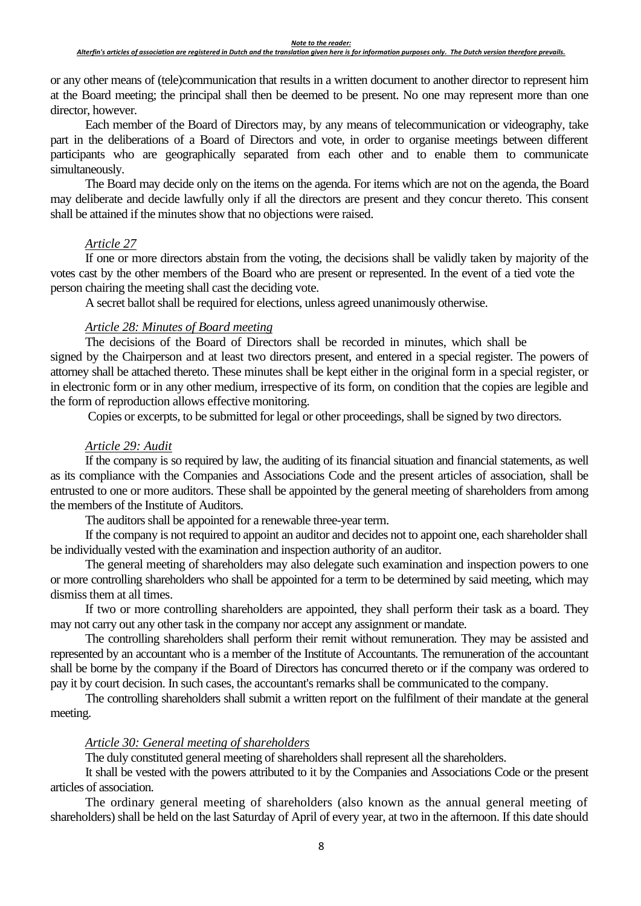or any other means of (tele)communication that results in a written document to another director to represent him at the Board meeting; the principal shall then be deemed to be present. No one may represent more than one director, however.

Each member of the Board of Directors may, by any means of telecommunication or videography, take part in the deliberations of a Board of Directors and vote, in order to organise meetings between different participants who are geographically separated from each other and to enable them to communicate simultaneously.

The Board may decide only on the items on the agenda. For items which are not on the agenda, the Board may deliberate and decide lawfully only if all the directors are present and they concur thereto. This consent shall be attained if the minutes show that no objections were raised.

*Article 27*

If one or more directors abstain from the voting, the decisions shall be validly taken by majority of the votes cast by the other members of the Board who are present or represented. In the event of a tied vote the person chairing the meeting shall cast the deciding vote.

A secret ballot shall be required for elections, unless agreed unanimously otherwise.

*Article 28: Minutes of Board meeting*

The decisions of the Board of Directors shall be recorded in minutes, which shall be signed by the Chairperson and at least two directors present, and entered in a special register. The powers of attorney shall be attached thereto. These minutes shall be kept either in the original form in a special register, or in electronic form or in any other medium, irrespective of its form, on condition that the copies are legible and the form of reproduction allows effective monitoring.

Copies or excerpts, to be submitted for legal or other proceedings, shall be signed by two directors.

*Article 29: Audit*

If the company is so required by law, the auditing of its financial situation and financial statements, as well as its compliance with the Companies and Associations Code and the present articles of association, shall be entrusted to one or more auditors. These shall be appointed by the general meeting of shareholders from among the members of the Institute of Auditors.

The auditors shall be appointed for a renewable three-year term.

If the company is not required to appoint an auditor and decides not to appoint one, each shareholder shall be individually vested with the examination and inspection authority of an auditor.

The general meeting of shareholders may also delegate such examination and inspection powers to one or more controlling shareholders who shall be appointed for a term to be determined by said meeting, which may dismiss them at all times.

If two or more controlling shareholders are appointed, they shall perform their task as a board. They may not carry out any other task in the company nor accept any assignment or mandate.

The controlling shareholders shall perform their remit without remuneration. They may be assisted and represented by an accountant who is a member of the Institute of Accountants. The remuneration of the accountant shall be borne by the company if the Board of Directors has concurred thereto or if the company was ordered to pay it by court decision. In such cases, the accountant's remarks shall be communicated to the company.

The controlling shareholders shall submit a written report on the fulfilment of their mandate at the general meeting.

*Article 30: General meeting of shareholders*

The duly constituted general meeting of shareholders shall represent all the shareholders.

It shall be vested with the powers attributed to it by the Companies and Associations Code or the present articles of association.

The ordinary general meeting of shareholders (also known as the annual general meeting of shareholders) shall be held on the last Saturday of April of every year, at two in the afternoon. If this date should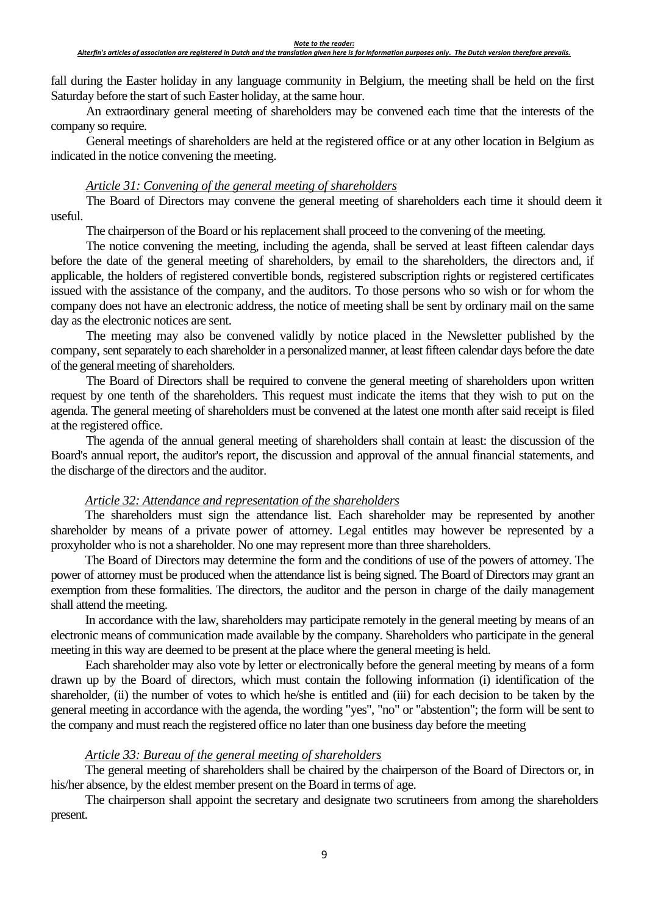fall during the Easter holiday in any language community in Belgium, the meeting shall be held on the first Saturday before the start of such Easter holiday, at the same hour.

An extraordinary general meeting of shareholders may be convened each time that the interests of the company so require.

General meetings of shareholders are held at the registered office or at any other location in Belgium as indicated in the notice convening the meeting.

*Article 31: Convening of the general meeting of shareholders*

The Board of Directors may convene the general meeting of shareholders each time it should deem it useful.

The chairperson of the Board or his replacement shall proceed to the convening of the meeting.

The notice convening the meeting, including the agenda, shall be served at least fifteen calendar days before the date of the general meeting of shareholders, by email to the shareholders, the directors and, if applicable, the holders of registered convertible bonds, registered subscription rights or registered certificates issued with the assistance of the company, and the auditors. To those persons who so wish or for whom the company does not have an electronic address, the notice of meeting shall be sent by ordinary mail on the same day as the electronic notices are sent.

The meeting may also be convened validly by notice placed in the Newsletter published by the company, sent separately to each shareholder in a personalized manner, at least fifteen calendar days before the date of the general meeting of shareholders.

The Board of Directors shall be required to convene the general meeting of shareholders upon written request by one tenth of the shareholders. This request must indicate the items that they wish to put on the agenda. The general meeting of shareholders must be convened at the latest one month after said receipt is filed at the registered office.

The agenda of the annual general meeting of shareholders shall contain at least: the discussion of the Board's annual report, the auditor's report, the discussion and approval of the annual financial statements, and the discharge of the directors and the auditor.

*Article 32: Attendance and representation of the shareholders*

The shareholders must sign the attendance list. Each shareholder may be represented by another shareholder by means of a private power of attorney. Legal entitles may however be represented by a proxyholder who is not a shareholder. No one may represent more than three shareholders.

The Board of Directors may determine the form and the conditions of use of the powers of attorney. The power of attorney must be produced when the attendance list is being signed. The Board of Directors may grant an exemption from these formalities. The directors, the auditor and the person in charge of the daily management shall attend the meeting.

In accordance with the law, shareholders may participate remotely in the general meeting by means of an electronic means of communication made available by the company. Shareholders who participate in the general meeting in this way are deemed to be present at the place where the general meeting is held.

Each shareholder may also vote by letter or electronically before the general meeting by means of a form drawn up by the Board of directors, which must contain the following information (i) identification of the shareholder, (ii) the number of votes to which he/she is entitled and (iii) for each decision to be taken by the general meeting in accordance with the agenda, the wording "yes", "no" or "abstention"; the form will be sent to the company and must reach the registered office no later than one business day before the meeting

*Article 33: Bureau of the general meeting of shareholders*

The general meeting of shareholders shall be chaired by the chairperson of the Board of Directors or, in his/her absence, by the eldest member present on the Board in terms of age.

The chairperson shall appoint the secretary and designate two scrutineers from among the shareholders present.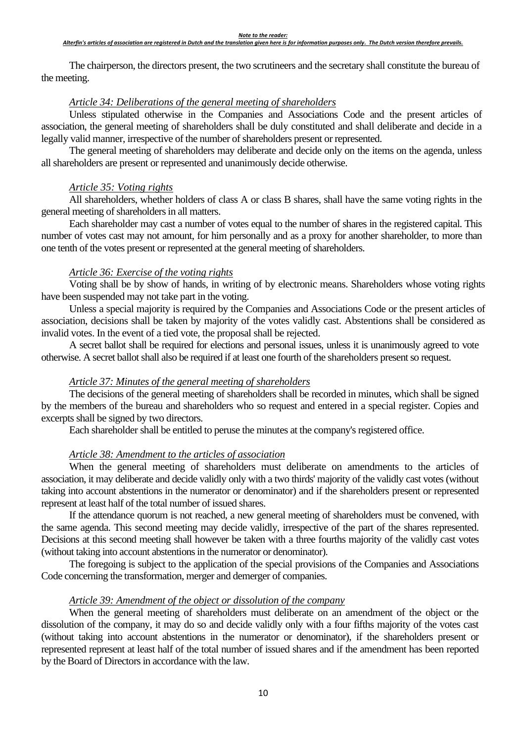*Note to the reader:*
*Alterfin's articles of association are registered in Dutch and the translation given here is for information purposes only. The Dutch version therefore prevails.*

The chairperson, the directors present, the two scrutineers and the secretary shall constitute the bureau of the meeting.

### *Article 34: Deliberations of the general meeting of shareholders*

Unless stipulated otherwise in the Companies and Associations Code and the present articles of association, the general meeting of shareholders shall be duly constituted and shall deliberate and decide in a legally valid manner, irrespective of the number of shareholders present or represented.

The general meeting of shareholders may deliberate and decide only on the items on the agenda, unless all shareholders are present or represented and unanimously decide otherwise.

### *Article 35: Voting rights*

All shareholders, whether holders of class A or class B shares, shall have the same voting rights in the general meeting of shareholders in all matters.

Each shareholder may cast a number of votes equal to the number of shares in the registered capital. This number of votes cast may not amount, for him personally and as a proxy for another shareholder, to more than one tenth of the votes present or represented at the general meeting of shareholders.

### *Article 36: Exercise of the voting rights*

Voting shall be by show of hands, in writing of by electronic means. Shareholders whose voting rights have been suspended may not take part in the voting.

Unless a special majority is required by the Companies and Associations Code or the present articles of association, decisions shall be taken by majority of the votes validly cast. Abstentions shall be considered as invalid votes. In the event of a tied vote, the proposal shall be rejected.

A secret ballot shall be required for elections and personal issues, unless it is unanimously agreed to vote otherwise. A secret ballot shall also be required if at least one fourth of the shareholders present so request.

### *Article 37: Minutes of the general meeting of shareholders*

The decisions of the general meeting of shareholders shall be recorded in minutes, which shall be signed by the members of the bureau and shareholders who so request and entered in a special register. Copies and excerpts shall be signed by two directors.

Each shareholder shall be entitled to peruse the minutes at the company's registered office.

### *Article 38: Amendment to the articles of association*

When the general meeting of shareholders must deliberate on amendments to the articles of association, it may deliberate and decide validly only with a two thirds' majority of the validly cast votes (without taking into account abstentions in the numerator or denominator) and if the shareholders present or represented represent at least half of the total number of issued shares.

If the attendance quorum is not reached, a new general meeting of shareholders must be convened, with the same agenda. This second meeting may decide validly, irrespective of the part of the shares represented. Decisions at this second meeting shall however be taken with a three fourths majority of the validly cast votes (without taking into account abstentions in the numerator or denominator).

The foregoing is subject to the application of the special provisions of the Companies and Associations Code concerning the transformation, merger and demerger of companies.

### *Article 39: Amendment of the object or dissolution of the company*

When the general meeting of shareholders must deliberate on an amendment of the object or the dissolution of the company, it may do so and decide validly only with a four fifths majority of the votes cast (without taking into account abstentions in the numerator or denominator), if the shareholders present or represented represent at least half of the total number of issued shares and if the amendment has been reported by the Board of Directors in accordance with the law.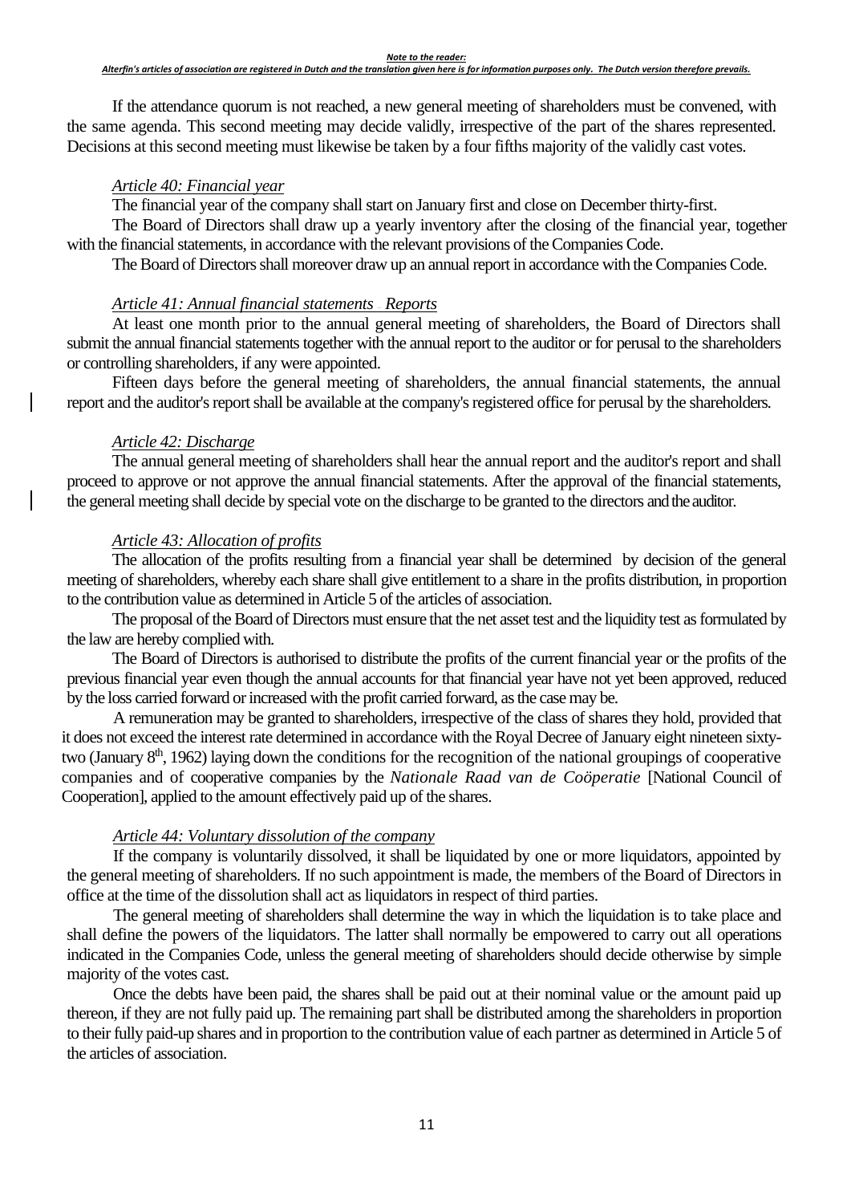*Note to the reader:*
*Alterfin's articles of association are registered in Dutch and the translation given here is for information purposes only. The Dutch version therefore prevails.*

If the attendance quorum is not reached, a new general meeting of shareholders must be convened, with the same agenda. This second meeting may decide validly, irrespective of the part of the shares represented. Decisions at this second meeting must likewise be taken by a four fifths majority of the validly cast votes.

*Article 40: Financial year*

The financial year of the company shall start on January first and close on December thirty-first.

The Board of Directors shall draw up a yearly inventory after the closing of the financial year, together with the financial statements, in accordance with the relevant provisions of the Companies Code.

The Board of Directors shall moreover draw up an annual report in accordance with the Companies Code.

*Article 41: Annual financial statements Reports*

At least one month prior to the annual general meeting of shareholders, the Board of Directors shall submit the annual financial statements together with the annual report to the auditor or for perusal to the shareholders or controlling shareholders, if any were appointed.

Fifteen days before the general meeting of shareholders, the annual financial statements, the annual report and the auditor's report shall be available at the company's registered office for perusal by the shareholders.

*Article 42: Discharge*

The annual general meeting of shareholders shall hear the annual report and the auditor's report and shall proceed to approve or not approve the annual financial statements. After the approval of the financial statements, the general meeting shall decide by special vote on the discharge to be granted to the directors and the auditor.

*Article 43: Allocation of profits*

The allocation of the profits resulting from a financial year shall be determined by decision of the general meeting of shareholders, whereby each share shall give entitlement to a share in the profits distribution, in proportion to the contribution value as determined in Article 5 of the articles of association.

The proposal of the Board of Directors must ensure that the net asset test and the liquidity test as formulated by the law are hereby complied with.

The Board of Directors is authorised to distribute the profits of the current financial year or the profits of the previous financial year even though the annual accounts for that financial year have not yet been approved, reduced by the loss carried forward or increased with the profit carried forward, as the case may be.

A remuneration may be granted to shareholders, irrespective of the class of shares they hold, provided that it does not exceed the interest rate determined in accordance with the Royal Decree of January eight nineteen sixty-two (January 8th, 1962) laying down the conditions for the recognition of the national groupings of cooperative companies and of cooperative companies by the *Nationale Raad van de Coöperatie* [National Council of Cooperation], applied to the amount effectively paid up of the shares.

*Article 44: Voluntary dissolution of the company*

If the company is voluntarily dissolved, it shall be liquidated by one or more liquidators, appointed by the general meeting of shareholders. If no such appointment is made, the members of the Board of Directors in office at the time of the dissolution shall act as liquidators in respect of third parties.

The general meeting of shareholders shall determine the way in which the liquidation is to take place and shall define the powers of the liquidators. The latter shall normally be empowered to carry out all operations indicated in the Companies Code, unless the general meeting of shareholders should decide otherwise by simple majority of the votes cast.

Once the debts have been paid, the shares shall be paid out at their nominal value or the amount paid up thereon, if they are not fully paid up. The remaining part shall be distributed among the shareholders in proportion to their fully paid-up shares and in proportion to the contribution value of each partner as determined in Article 5 of the articles of association.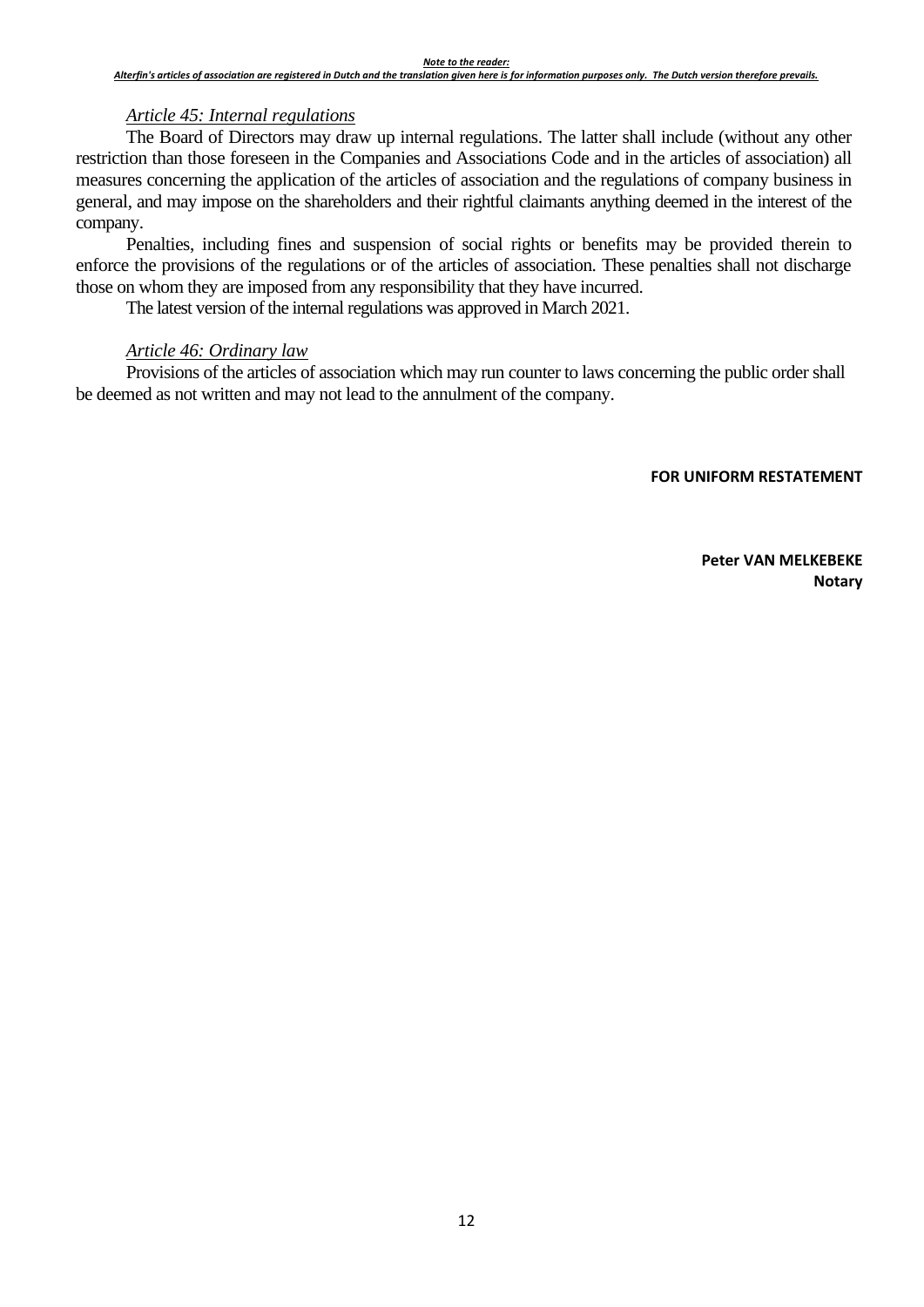*Article 45: Internal regulations*

The Board of Directors may draw up internal regulations. The latter shall include (without any other restriction than those foreseen in the Companies and Associations Code and in the articles of association) all measures concerning the application of the articles of association and the regulations of company business in general, and may impose on the shareholders and their rightful claimants anything deemed in the interest of the company.

Penalties, including fines and suspension of social rights or benefits may be provided therein to enforce the provisions of the regulations or of the articles of association. These penalties shall not discharge those on whom they are imposed from any responsibility that they have incurred.

The latest version of the internal regulations was approved in March 2021.

*Article 46: Ordinary law*

Provisions of the articles of association which may run counter to laws concerning the public order shall be deemed as not written and may not lead to the annulment of the company.

**FOR UNIFORM RESTATEMENT**

**Peter VAN MELKEBEKE**
**Notary**